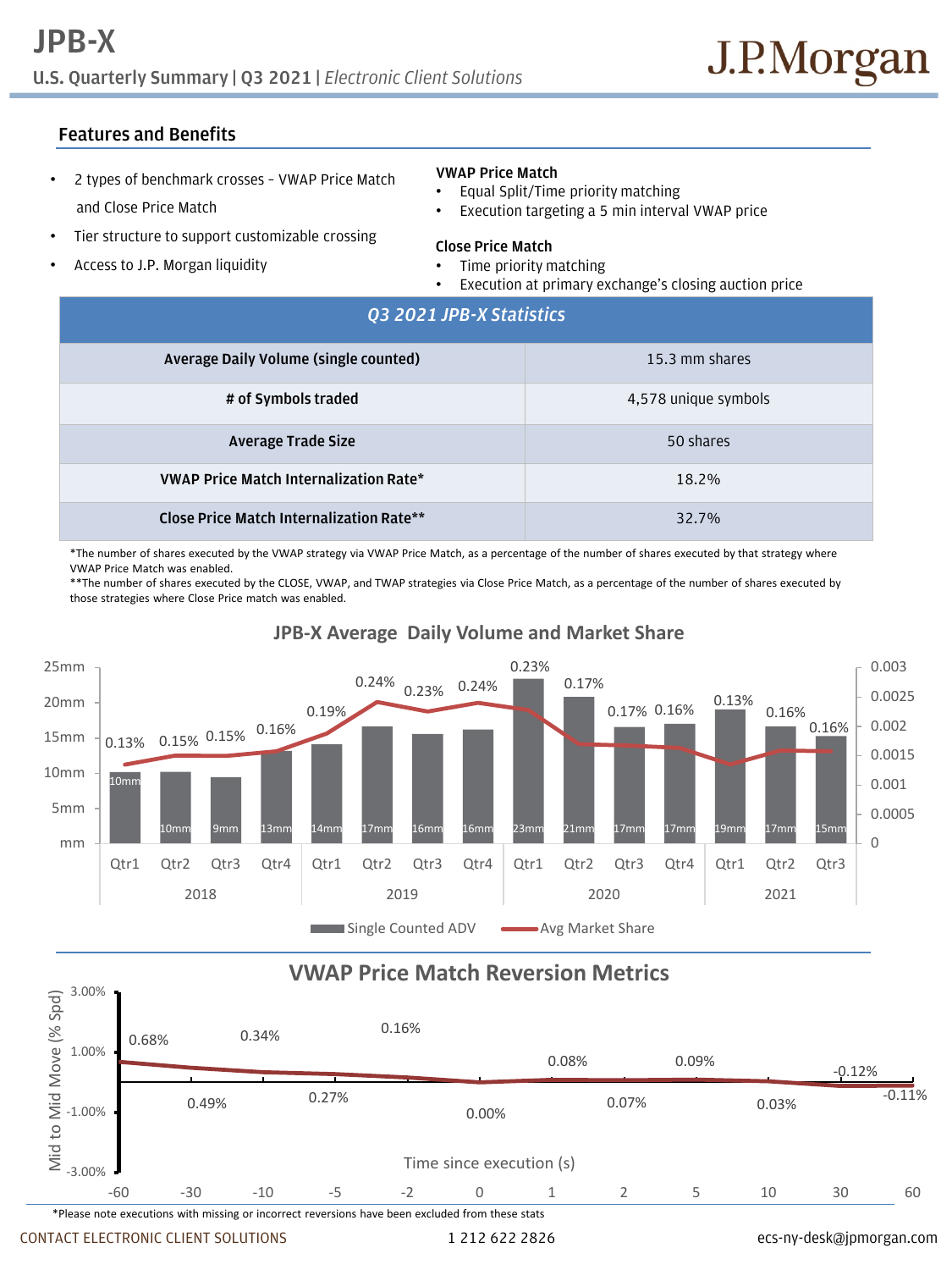# JPB-X

**U.S. Quarterly Summary | Q3 2021 |** *Electronic Client Solutions*

J.P.Morgan

## Features and Benefits

- 2 types of benchmark crosses – VWAP Price Match and Close Price Match
- Tier structure to support customizable crossing
- Access to J.P. Morgan liquidity

**VWAP Price Match**
- Equal Split/Time priority matching
- Execution targeting a 5 min interval VWAP price

**Close Price Match**
- Time priority matching
- Execution at primary exchange's closing auction price

| *Q3 2021 JPB-X Statistics* | |
|---|---|
| **Average Daily Volume (single counted)** | 15.3 mm shares |
| **# of Symbols traded** | 4,578 unique symbols |
| **Average Trade Size** | 50 shares |
| **VWAP Price Match Internalization Rate*** | 18.2% |
| **Close Price Match Internalization Rate**** | 32.7% |

*The number of shares executed by the VWAP strategy via VWAP Price Match, as a percentage of the number of shares executed by that strategy where VWAP Price Match was enabled.
**The number of shares executed by the CLOSE, VWAP, and TWAP strategies via Close Price Match, as a percentage of the number of shares executed by those strategies where Close Price match was enabled.

### JPB-X Average Daily Volume and Market Share

| Year | Quarter | Single Counted ADV | Avg Market Share |
|---|---|---|---|
| 2018 | Qtr1 | 10mm | 0.13% |
| 2018 | Qtr2 | 10mm | 0.15% |
| 2018 | Qtr3 | 9mm | 0.15% |
| 2018 | Qtr4 | 13mm | 0.16% |
| 2019 | Qtr1 | 14mm | 0.19% |
| 2019 | Qtr2 | 17mm | 0.24% |
| 2019 | Qtr3 | 16mm | 0.23% |
| 2019 | Qtr4 | 16mm | 0.24% |
| 2020 | Qtr1 | 23mm | 0.23% |
| 2020 | Qtr2 | 21mm | 0.17% |
| 2020 | Qtr3 | 17mm | 0.17% |
| 2020 | Qtr4 | 17mm | 0.16% |
| 2021 | Qtr1 | 19mm | 0.13% |
| 2021 | Qtr2 | 17mm | 0.16% |
| 2021 | Qtr3 | 15mm | 0.16% |

### VWAP Price Match Reversion Metrics

| Time since execution (s) | Mid to Mid Move (% Spd) |
|---|---|
| -60 | 0.68% |
| -30 | 0.49% |
| -10 | 0.34% |
| -5 | 0.27% |
| -2 | 0.16% |
| 0 | 0.00% |
| 1 | 0.08% |
| 2 | 0.07% |
| 5 | 0.09% |
| 10 | 0.03% |
| 30 | -0.12% |
| 60 | -0.11% |

*Please note executions with missing or incorrect reversions have been excluded from these stats

CONTACT ELECTRONIC CLIENT SOLUTIONS 1 212 622 2826 ecs-ny-desk@jpmorgan.com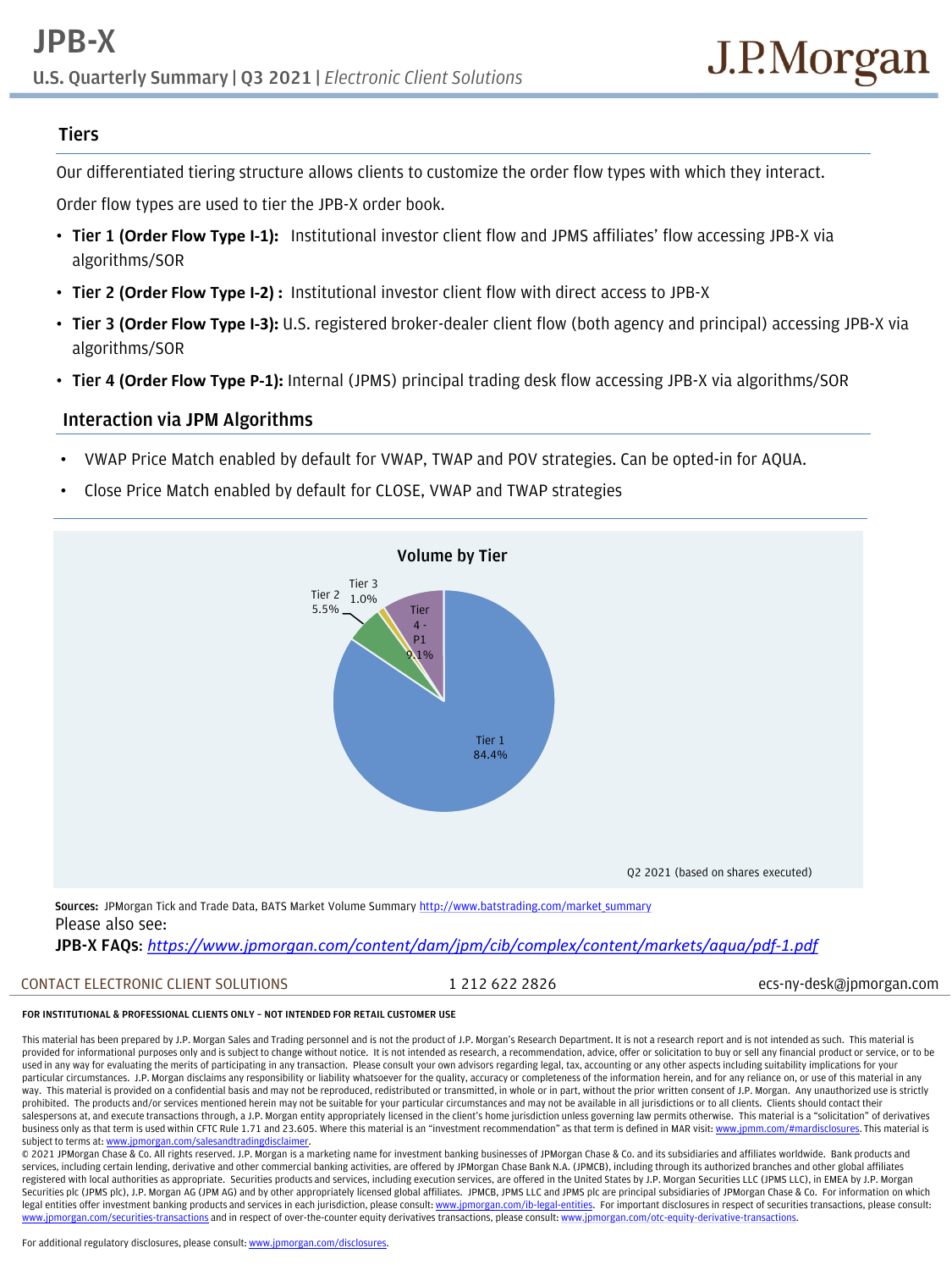# JPB-X

**U.S. Quarterly Summary | Q3 2021 |** *Electronic Client Solutions*

## Tiers

Our differentiated tiering structure allows clients to customize the order flow types with which they interact.

Order flow types are used to tier the JPB-X order book.

- **Tier 1 (Order Flow Type I-1):** Institutional investor client flow and JPMS affiliates' flow accessing JPB-X via algorithms/SOR
- **Tier 2 (Order Flow Type I-2) :** Institutional investor client flow with direct access to JPB-X
- **Tier 3 (Order Flow Type I-3):** U.S. registered broker-dealer client flow (both agency and principal) accessing JPB-X via algorithms/SOR
- **Tier 4 (Order Flow Type P-1):** Internal (JPMS) principal trading desk flow accessing JPB-X via algorithms/SOR

## Interaction via JPM Algorithms

- VWAP Price Match enabled by default for VWAP, TWAP and POV strategies. Can be opted-in for AQUA.
- Close Price Match enabled by default for CLOSE, VWAP and TWAP strategies

**Volume by Tier**

Tier 1 84.4%
Tier 2 5.5%
Tier 3 1.0%
Tier 4 - P1 9.1%

Q2 2021 (based on shares executed)

**Sources:** JPMorgan Tick and Trade Data, BATS Market Volume Summary http://www.batstrading.com/market_summary

Please also see:

**JPB-X FAQs**: *https://www.jpmorgan.com/content/dam/jpm/cib/complex/content/markets/aqua/pdf-1.pdf*

CONTACT ELECTRONIC CLIENT SOLUTIONS 1 212 622 2826 ecs-ny-desk@jpmorgan.com

**FOR INSTITUTIONAL & PROFESSIONAL CLIENTS ONLY – NOT INTENDED FOR RETAIL CUSTOMER USE**

This material has been prepared by J.P. Morgan Sales and Trading personnel and is not the product of J.P. Morgan's Research Department. It is not a research report and is not intended as such. This material is provided for informational purposes only and is subject to change without notice. It is not intended as research, a recommendation, advice, offer or solicitation to buy or sell any financial product or service, or to be used in any way for evaluating the merits of participating in any transaction. Please consult your own advisors regarding legal, tax, accounting or any other aspects including suitability implications for your particular circumstances. J.P. Morgan disclaims any responsibility or liability whatsoever for the quality, accuracy or completeness of the information herein, and for any reliance on, or use of this material in any way. This material is provided on a confidential basis and may not be reproduced, redistributed or transmitted, in whole or in part, without the prior written consent of J.P. Morgan. Any unauthorized use is strictly prohibited. The products and/or services mentioned herein may not be suitable for your particular circumstances and may not be available in all jurisdictions or to all clients. Clients should contact their salespersons at, and execute transactions through, a J.P. Morgan entity appropriately licensed in the client's home jurisdiction unless governing law permits otherwise. This material is a "solicitation" of derivatives business only as that term is used within CFTC Rule 1.71 and 23.605. Where this material is an "investment recommendation" as that term is defined in MAR visit: www.jpmm.com/#mardisclosures. This material is subject to terms at: www.jpmorgan.com/salesandtradingdisclaimer.

© 2021 JPMorgan Chase & Co. All rights reserved. J.P. Morgan is a marketing name for investment banking businesses of JPMorgan Chase & Co. and its subsidiaries and affiliates worldwide. Bank products and services, including certain lending, derivative and other commercial banking activities, are offered by JPMorgan Chase Bank N.A. (JPMCB), including through its authorized branches and other global affiliates registered with local authorities as appropriate. Securities products and services, including execution services, are offered in the United States by J.P. Morgan Securities LLC (JPMS LLC), in EMEA by J.P. Morgan Securities plc (JPMS plc), J.P. Morgan AG (JPM AG) and by other appropriately licensed global affiliates. JPMCB, JPMS LLC and JPMS plc are principal subsidiaries of JPMorgan Chase & Co. For information on which legal entities offer investment banking products and services in each jurisdiction, please consult: www.jpmorgan.com/ib-legal-entities. For important disclosures in respect of securities transactions, please consult: www.jpmorgan.com/securities-transactions and in respect of over-the-counter equity derivatives transactions, please consult: www.jpmorgan.com/otc-equity-derivative-transactions.

For additional regulatory disclosures, please consult: www.jpmorgan.com/disclosures.